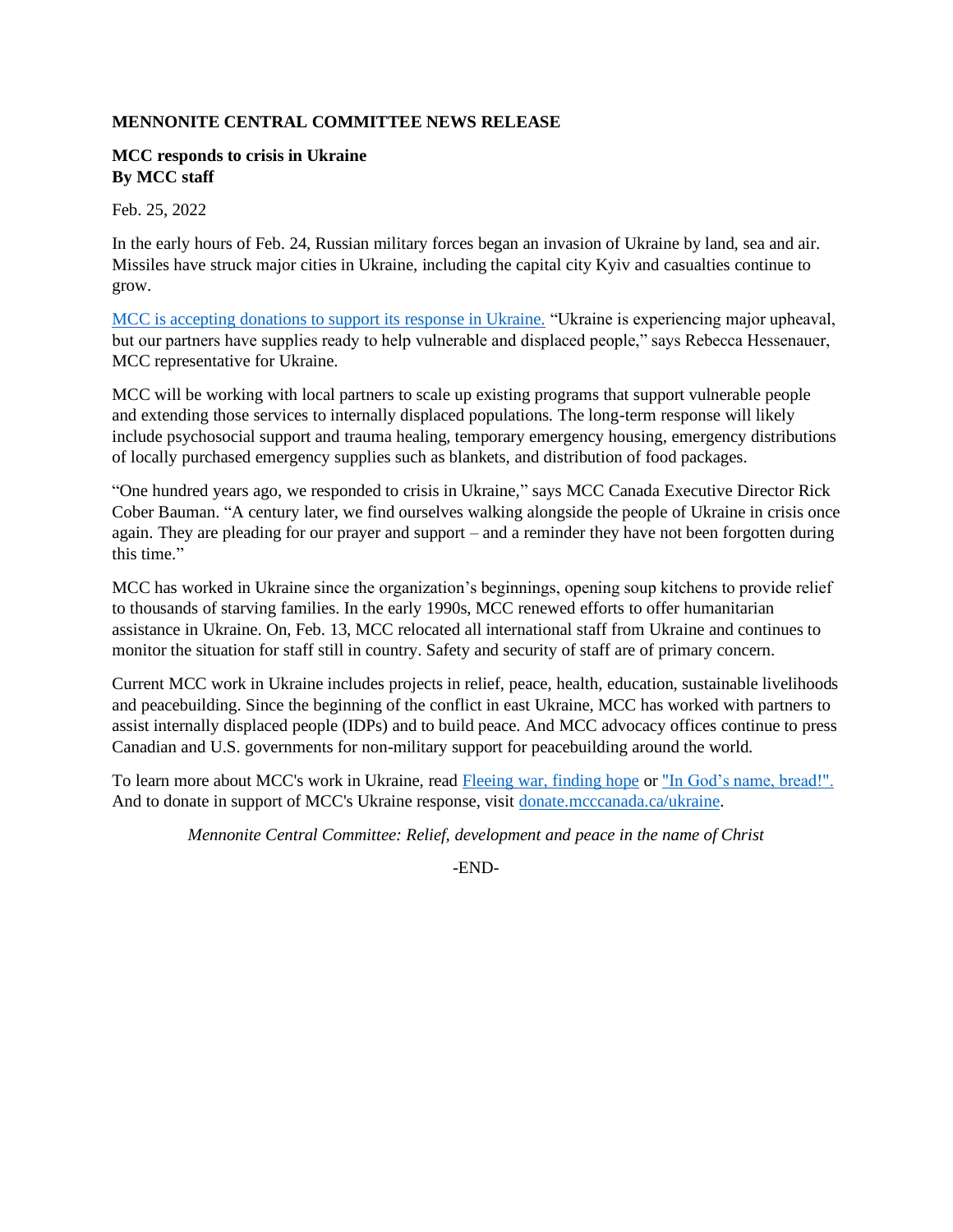**MENNONITE CENTRAL COMMITTEE NEWS RELEASE**

**MCC responds to crisis in Ukraine**
**By MCC staff**

Feb. 25, 2022

In the early hours of Feb. 24, Russian military forces began an invasion of Ukraine by land, sea and air. Missiles have struck major cities in Ukraine, including the capital city Kyiv and casualties continue to grow.

MCC is accepting donations to support its response in Ukraine. "Ukraine is experiencing major upheaval, but our partners have supplies ready to help vulnerable and displaced people," says Rebecca Hessenauer, MCC representative for Ukraine.

MCC will be working with local partners to scale up existing programs that support vulnerable people and extending those services to internally displaced populations. The long-term response will likely include psychosocial support and trauma healing, temporary emergency housing, emergency distributions of locally purchased emergency supplies such as blankets, and distribution of food packages.

"One hundred years ago, we responded to crisis in Ukraine," says MCC Canada Executive Director Rick Cober Bauman. "A century later, we find ourselves walking alongside the people of Ukraine in crisis once again. They are pleading for our prayer and support – and a reminder they have not been forgotten during this time."

MCC has worked in Ukraine since the organization's beginnings, opening soup kitchens to provide relief to thousands of starving families. In the early 1990s, MCC renewed efforts to offer humanitarian assistance in Ukraine. On, Feb. 13, MCC relocated all international staff from Ukraine and continues to monitor the situation for staff still in country. Safety and security of staff are of primary concern.

Current MCC work in Ukraine includes projects in relief, peace, health, education, sustainable livelihoods and peacebuilding. Since the beginning of the conflict in east Ukraine, MCC has worked with partners to assist internally displaced people (IDPs) and to build peace. And MCC advocacy offices continue to press Canadian and U.S. governments for non-military support for peacebuilding around the world.

To learn more about MCC's work in Ukraine, read Fleeing war, finding hope or "In God's name, bread!". And to donate in support of MCC's Ukraine response, visit donate.mcccanada.ca/ukraine.

*Mennonite Central Committee: Relief, development and peace in the name of Christ*

-END-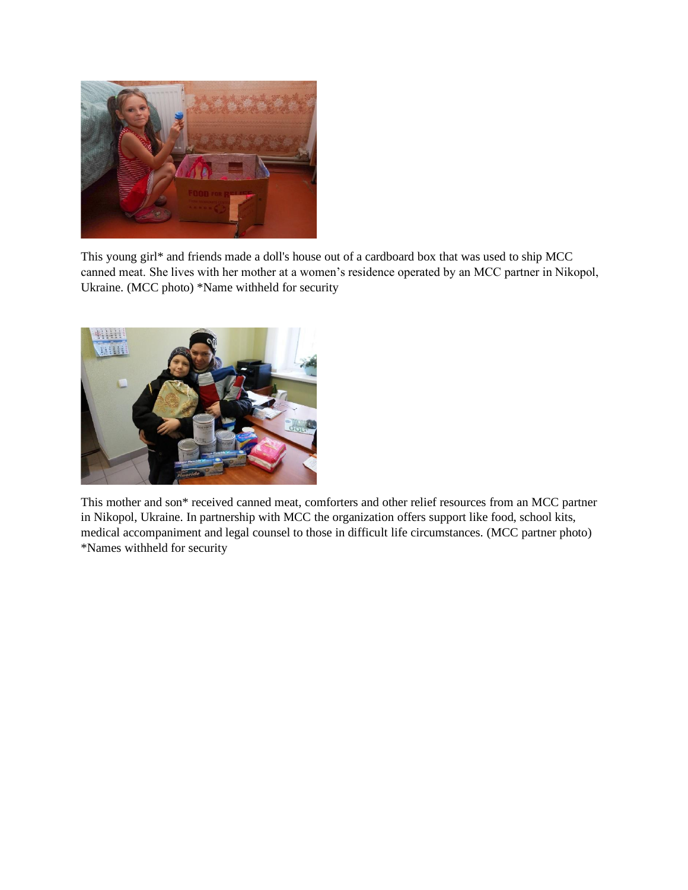This young girl* and friends made a doll's house out of a cardboard box that was used to ship MCC canned meat. She lives with her mother at a women's residence operated by an MCC partner in Nikopol, Ukraine. (MCC photo) *Name withheld for security

This mother and son* received canned meat, comforters and other relief resources from an MCC partner in Nikopol, Ukraine. In partnership with MCC the organization offers support like food, school kits, medical accompaniment and legal counsel to those in difficult life circumstances. (MCC partner photo) *Names withheld for security